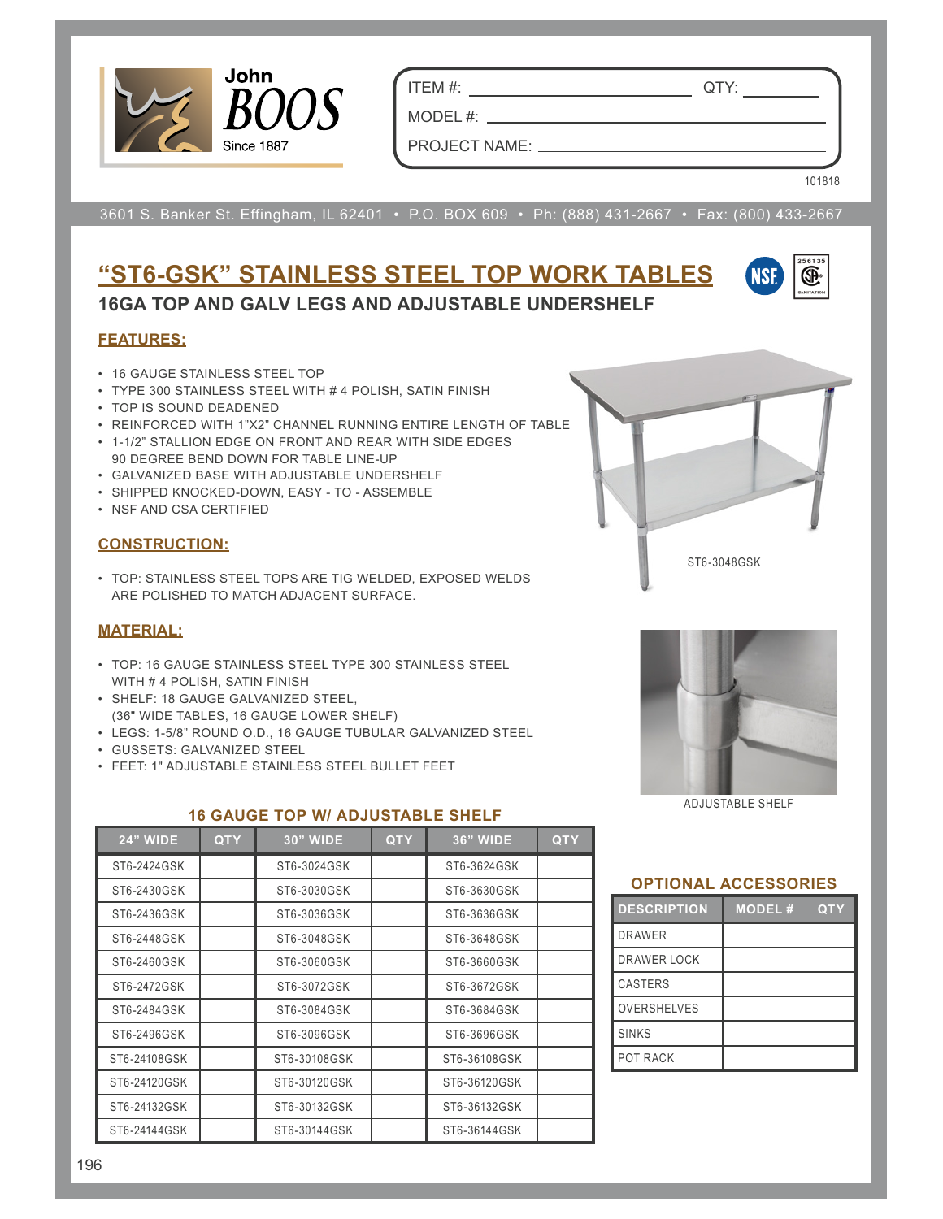John BOOS Since 1887

ITEM #: ______________________ QTY: __________

MODEL #: ______________________________________

PROJECT NAME: _________________________________

101818

3601 S. Banker St. Effingham, IL 62401 • P.O. BOX 609 • Ph: (888) 431-2667 • Fax: (800) 433-2667

# "ST6-GSK" STAINLESS STEEL TOP WORK TABLES

## 16GA TOP AND GALV LEGS AND ADJUSTABLE UNDERSHELF

### FEATURES:

- 16 GAUGE STAINLESS STEEL TOP
- TYPE 300 STAINLESS STEEL WITH # 4 POLISH, SATIN FINISH
- TOP IS SOUND DEADENED
- REINFORCED WITH 1"X2" CHANNEL RUNNING ENTIRE LENGTH OF TABLE
- 1-1/2" STALLION EDGE ON FRONT AND REAR WITH SIDE EDGES 90 DEGREE BEND DOWN FOR TABLE LINE-UP
- GALVANIZED BASE WITH ADJUSTABLE UNDERSHELF
- SHIPPED KNOCKED-DOWN, EASY - TO - ASSEMBLE
- NSF AND CSA CERTIFIED

ST6-3048GSK

### CONSTRUCTION:

- TOP: STAINLESS STEEL TOPS ARE TIG WELDED, EXPOSED WELDS ARE POLISHED TO MATCH ADJACENT SURFACE.

### MATERIAL:

- TOP: 16 GAUGE STAINLESS STEEL TYPE 300 STAINLESS STEEL WITH # 4 POLISH, SATIN FINISH
- SHELF: 18 GAUGE GALVANIZED STEEL, (36" WIDE TABLES, 16 GAUGE LOWER SHELF)
- LEGS: 1-5/8" ROUND O.D., 16 GAUGE TUBULAR GALVANIZED STEEL
- GUSSETS: GALVANIZED STEEL
- FEET: 1" ADJUSTABLE STAINLESS STEEL BULLET FEET

ADJUSTABLE SHELF

### 16 GAUGE TOP W/ ADJUSTABLE SHELF

| 24" WIDE | QTY | 30" WIDE | QTY | 36" WIDE | QTY |
|---|---|---|---|---|---|
| ST6-2424GSK | | ST6-3024GSK | | ST6-3624GSK | |
| ST6-2430GSK | | ST6-3030GSK | | ST6-3630GSK | |
| ST6-2436GSK | | ST6-3036GSK | | ST6-3636GSK | |
| ST6-2448GSK | | ST6-3048GSK | | ST6-3648GSK | |
| ST6-2460GSK | | ST6-3060GSK | | ST6-3660GSK | |
| ST6-2472GSK | | ST6-3072GSK | | ST6-3672GSK | |
| ST6-2484GSK | | ST6-3084GSK | | ST6-3684GSK | |
| ST6-2496GSK | | ST6-3096GSK | | ST6-3696GSK | |
| ST6-24108GSK | | ST6-30108GSK | | ST6-36108GSK | |
| ST6-24120GSK | | ST6-30120GSK | | ST6-36120GSK | |
| ST6-24132GSK | | ST6-30132GSK | | ST6-36132GSK | |
| ST6-24144GSK | | ST6-30144GSK | | ST6-36144GSK | |

### OPTIONAL ACCESSORIES

| DESCRIPTION | MODEL # | QTY |
|---|---|---|
| DRAWER | | |
| DRAWER LOCK | | |
| CASTERS | | |
| OVERSHELVES | | |
| SINKS | | |
| POT RACK | | |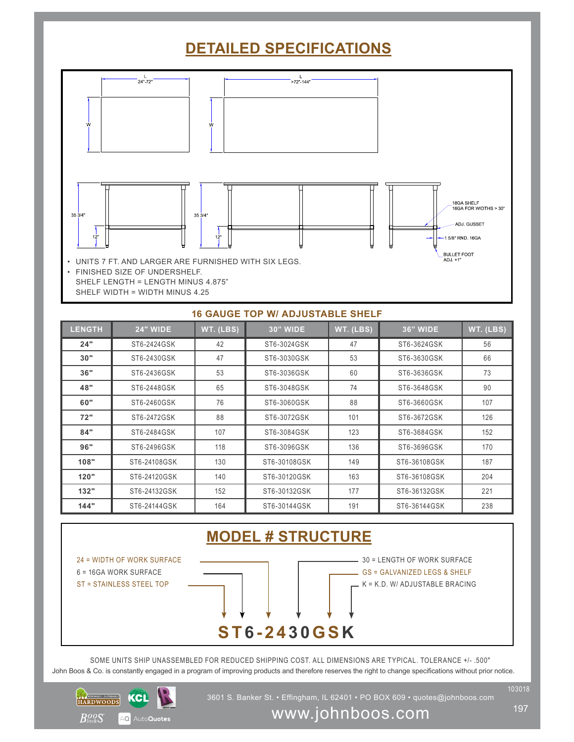# DETAILED SPECIFICATIONS

L
24"-72"

L
>72"-144"

W

W

35 3/4"

12"

35 3/4"

12"

18GA SHELF
16GA FOR WIDTHS > 30"

ADJ. GUSSET

1 5/8" RND. 16GA

BULLET FOOT
ADJ. +1"

- UNITS 7 FT. AND LARGER ARE FURNISHED WITH SIX LEGS.
- FINISHED SIZE OF UNDERSHELF.
  SHELF LENGTH = LENGTH MINUS 4.875"
  SHELF WIDTH = WIDTH MINUS 4.25

### 16 GAUGE TOP W/ ADJUSTABLE SHELF

| LENGTH | 24" WIDE | WT. (LBS) | 30" WIDE | WT. (LBS) | 36" WIDE | WT. (LBS) |
|---|---|---|---|---|---|---|
| 24" | ST6-2424GSK | 42 | ST6-3024GSK | 47 | ST6-3624GSK | 56 |
| 30" | ST6-2430GSK | 47 | ST6-3030GSK | 53 | ST6-3630GSK | 66 |
| 36" | ST6-2436GSK | 53 | ST6-3036GSK | 60 | ST6-3636GSK | 73 |
| 48" | ST6-2448GSK | 65 | ST6-3048GSK | 74 | ST6-3648GSK | 90 |
| 60" | ST6-2460GSK | 76 | ST6-3060GSK | 88 | ST6-3660GSK | 107 |
| 72" | ST6-2472GSK | 88 | ST6-3072GSK | 101 | ST6-3672GSK | 126 |
| 84" | ST6-2484GSK | 107 | ST6-3084GSK | 123 | ST6-3684GSK | 152 |
| 96" | ST6-2496GSK | 118 | ST6-3096GSK | 136 | ST6-3696GSK | 170 |
| 108" | ST6-24108GSK | 130 | ST6-30108GSK | 149 | ST6-36108GSK | 187 |
| 120" | ST6-24120GSK | 140 | ST6-30120GSK | 163 | ST6-36108GSK | 204 |
| 132" | ST6-24132GSK | 152 | ST6-30132GSK | 177 | ST6-36132GSK | 221 |
| 144" | ST6-24144GSK | 164 | ST6-30144GSK | 191 | ST6-36144GSK | 238 |

# MODEL # STRUCTURE

24 = WIDTH OF WORK SURFACE
6 = 16GA WORK SURFACE
ST = STAINLESS STEEL TOP

30 = LENGTH OF WORK SURFACE
GS = GALVANIZED LEGS & SHELF
K = K.D. W/ ADJUSTABLE BRACING

**ST6-2430GSK**

SOME UNITS SHIP UNASSEMBLED FOR REDUCED SHIPPING COST. ALL DIMENSIONS ARE TYPICAL. TOLERANCE +/- .500"

John Boos & Co. is constantly engaged in a program of improving products and therefore reserves the right to change specifications without prior notice.

3601 S. Banker St. • Effingham, IL 62401 • PO BOX 609 • quotes@johnboos.com

www.johnboos.com

103018